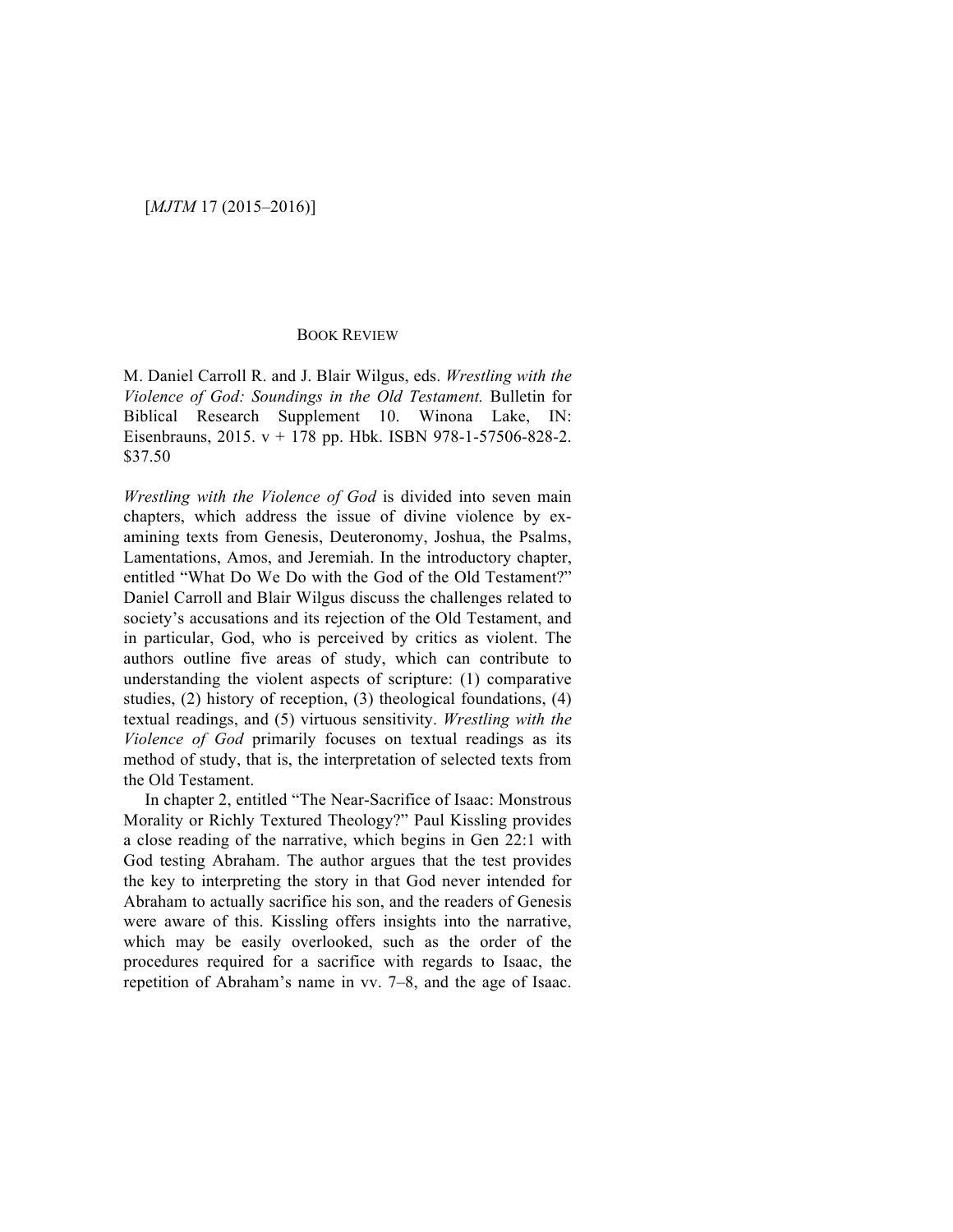BOOK REVIEW

M. Daniel Carroll R. and J. Blair Wilgus, eds. *Wrestling with the Violence of God: Soundings in the Old Testament.* Bulletin for Biblical Research Supplement 10. Winona Lake, IN: Eisenbrauns, 2015. v + 178 pp. Hbk. ISBN 978-1-57506-828-2. $37.50

*Wrestling with the Violence of God* is divided into seven main chapters, which address the issue of divine violence by examining texts from Genesis, Deuteronomy, Joshua, the Psalms, Lamentations, Amos, and Jeremiah. In the introductory chapter, entitled "What Do We Do with the God of the Old Testament?" Daniel Carroll and Blair Wilgus discuss the challenges related to society's accusations and its rejection of the Old Testament, and in particular, God, who is perceived by critics as violent. The authors outline five areas of study, which can contribute to understanding the violent aspects of scripture: (1) comparative studies, (2) history of reception, (3) theological foundations, (4) textual readings, and (5) virtuous sensitivity. *Wrestling with the Violence of God* primarily focuses on textual readings as its method of study, that is, the interpretation of selected texts from the Old Testament.

In chapter 2, entitled "The Near-Sacrifice of Isaac: Monstrous Morality or Richly Textured Theology?" Paul Kissling provides a close reading of the narrative, which begins in Gen 22:1 with God testing Abraham. The author argues that the test provides the key to interpreting the story in that God never intended for Abraham to actually sacrifice his son, and the readers of Genesis were aware of this. Kissling offers insights into the narrative, which may be easily overlooked, such as the order of the procedures required for a sacrifice with regards to Isaac, the repetition of Abraham's name in vv. 7–8, and the age of Isaac.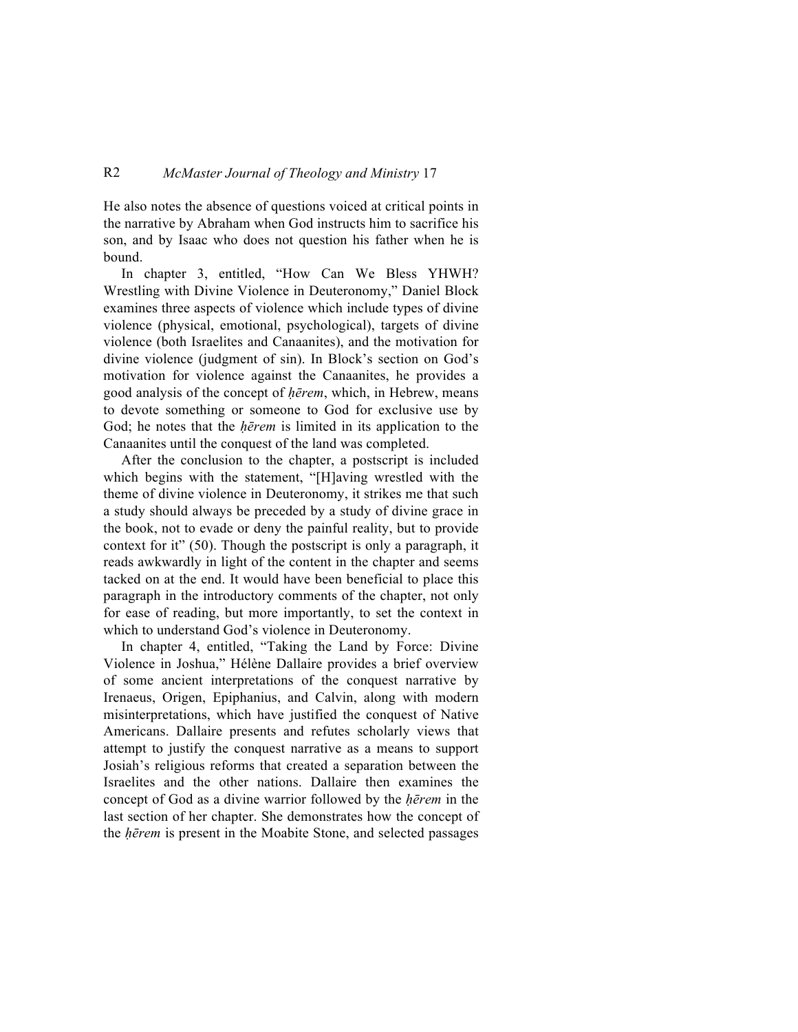He also notes the absence of questions voiced at critical points in the narrative by Abraham when God instructs him to sacrifice his son, and by Isaac who does not question his father when he is bound.

In chapter 3, entitled, "How Can We Bless YHWH? Wrestling with Divine Violence in Deuteronomy," Daniel Block examines three aspects of violence which include types of divine violence (physical, emotional, psychological), targets of divine violence (both Israelites and Canaanites), and the motivation for divine violence (judgment of sin). In Block's section on God's motivation for violence against the Canaanites, he provides a good analysis of the concept of *ḥērem*, which, in Hebrew, means to devote something or someone to God for exclusive use by God; he notes that the *ḥērem* is limited in its application to the Canaanites until the conquest of the land was completed.

After the conclusion to the chapter, a postscript is included which begins with the statement, "[H]aving wrestled with the theme of divine violence in Deuteronomy, it strikes me that such a study should always be preceded by a study of divine grace in the book, not to evade or deny the painful reality, but to provide context for it" (50). Though the postscript is only a paragraph, it reads awkwardly in light of the content in the chapter and seems tacked on at the end. It would have been beneficial to place this paragraph in the introductory comments of the chapter, not only for ease of reading, but more importantly, to set the context in which to understand God's violence in Deuteronomy.

In chapter 4, entitled, "Taking the Land by Force: Divine Violence in Joshua," Hélène Dallaire provides a brief overview of some ancient interpretations of the conquest narrative by Irenaeus, Origen, Epiphanius, and Calvin, along with modern misinterpretations, which have justified the conquest of Native Americans. Dallaire presents and refutes scholarly views that attempt to justify the conquest narrative as a means to support Josiah's religious reforms that created a separation between the Israelites and the other nations. Dallaire then examines the concept of God as a divine warrior followed by the *ḥērem* in the last section of her chapter. She demonstrates how the concept of the *ḥērem* is present in the Moabite Stone, and selected passages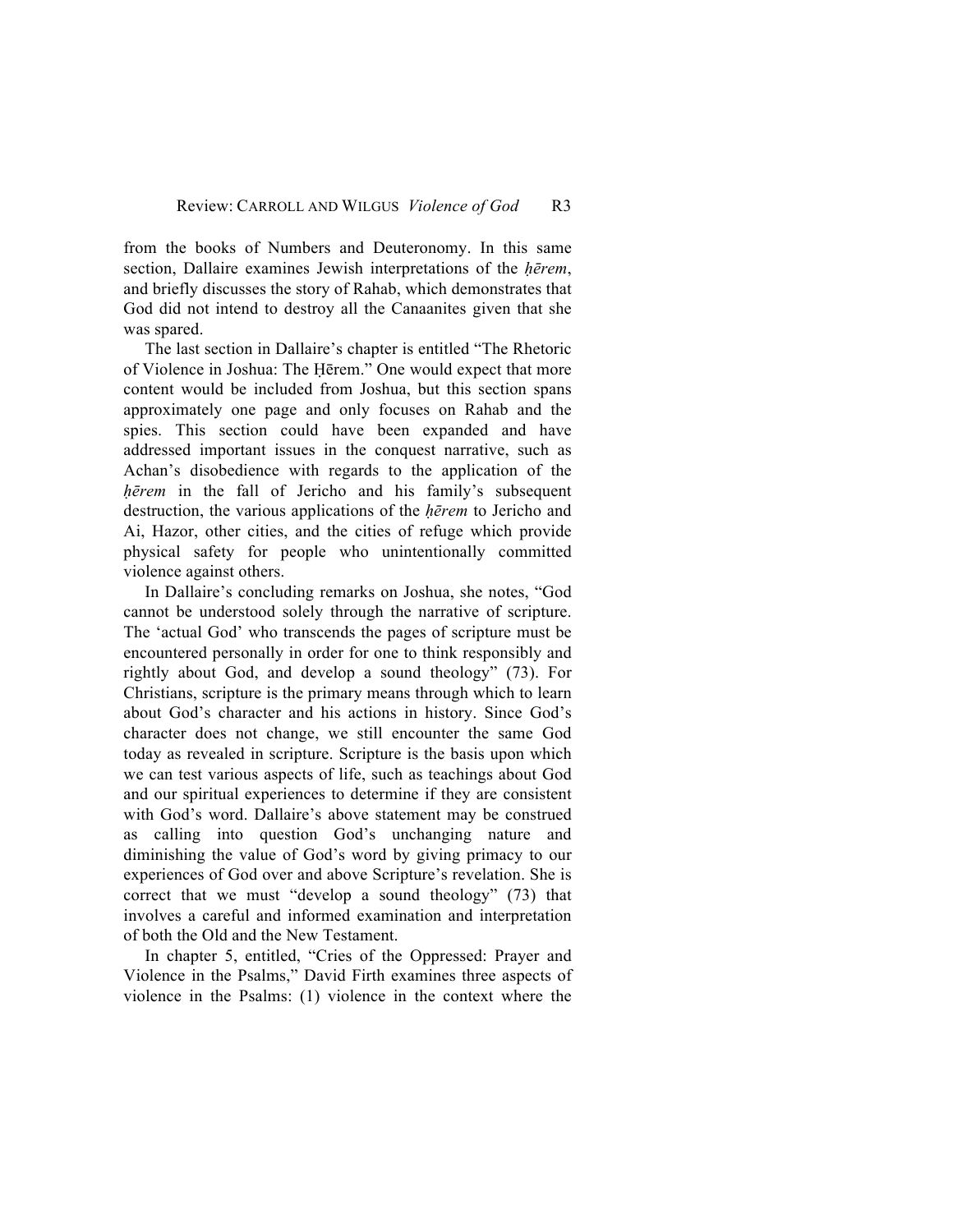from the books of Numbers and Deuteronomy. In this same section, Dallaire examines Jewish interpretations of the *ḥērem*, and briefly discusses the story of Rahab, which demonstrates that God did not intend to destroy all the Canaanites given that she was spared.

The last section in Dallaire's chapter is entitled "The Rhetoric of Violence in Joshua: The Ḥērem." One would expect that more content would be included from Joshua, but this section spans approximately one page and only focuses on Rahab and the spies. This section could have been expanded and have addressed important issues in the conquest narrative, such as Achan's disobedience with regards to the application of the *ḥērem* in the fall of Jericho and his family's subsequent destruction, the various applications of the *ḥērem* to Jericho and Ai, Hazor, other cities, and the cities of refuge which provide physical safety for people who unintentionally committed violence against others.

In Dallaire's concluding remarks on Joshua, she notes, "God cannot be understood solely through the narrative of scripture. The 'actual God' who transcends the pages of scripture must be encountered personally in order for one to think responsibly and rightly about God, and develop a sound theology" (73). For Christians, scripture is the primary means through which to learn about God's character and his actions in history. Since God's character does not change, we still encounter the same God today as revealed in scripture. Scripture is the basis upon which we can test various aspects of life, such as teachings about God and our spiritual experiences to determine if they are consistent with God's word. Dallaire's above statement may be construed as calling into question God's unchanging nature and diminishing the value of God's word by giving primacy to our experiences of God over and above Scripture's revelation. She is correct that we must "develop a sound theology" (73) that involves a careful and informed examination and interpretation of both the Old and the New Testament.

In chapter 5, entitled, "Cries of the Oppressed: Prayer and Violence in the Psalms," David Firth examines three aspects of violence in the Psalms: (1) violence in the context where the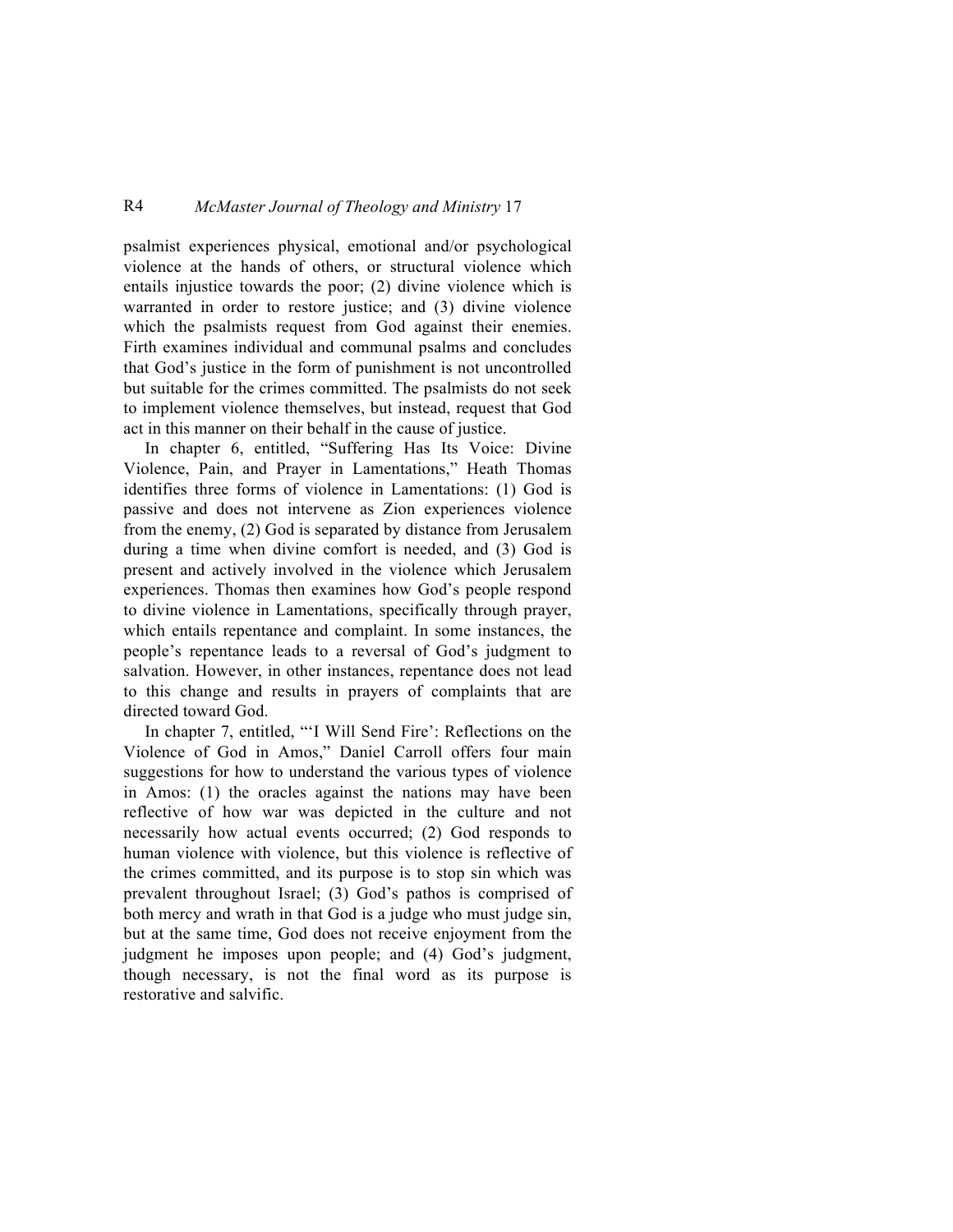psalmist experiences physical, emotional and/or psychological violence at the hands of others, or structural violence which entails injustice towards the poor; (2) divine violence which is warranted in order to restore justice; and (3) divine violence which the psalmists request from God against their enemies. Firth examines individual and communal psalms and concludes that God's justice in the form of punishment is not uncontrolled but suitable for the crimes committed. The psalmists do not seek to implement violence themselves, but instead, request that God act in this manner on their behalf in the cause of justice.

In chapter 6, entitled, "Suffering Has Its Voice: Divine Violence, Pain, and Prayer in Lamentations," Heath Thomas identifies three forms of violence in Lamentations: (1) God is passive and does not intervene as Zion experiences violence from the enemy, (2) God is separated by distance from Jerusalem during a time when divine comfort is needed, and (3) God is present and actively involved in the violence which Jerusalem experiences. Thomas then examines how God's people respond to divine violence in Lamentations, specifically through prayer, which entails repentance and complaint. In some instances, the people's repentance leads to a reversal of God's judgment to salvation. However, in other instances, repentance does not lead to this change and results in prayers of complaints that are directed toward God.

In chapter 7, entitled, "'I Will Send Fire': Reflections on the Violence of God in Amos," Daniel Carroll offers four main suggestions for how to understand the various types of violence in Amos: (1) the oracles against the nations may have been reflective of how war was depicted in the culture and not necessarily how actual events occurred; (2) God responds to human violence with violence, but this violence is reflective of the crimes committed, and its purpose is to stop sin which was prevalent throughout Israel; (3) God's pathos is comprised of both mercy and wrath in that God is a judge who must judge sin, but at the same time, God does not receive enjoyment from the judgment he imposes upon people; and (4) God's judgment, though necessary, is not the final word as its purpose is restorative and salvific.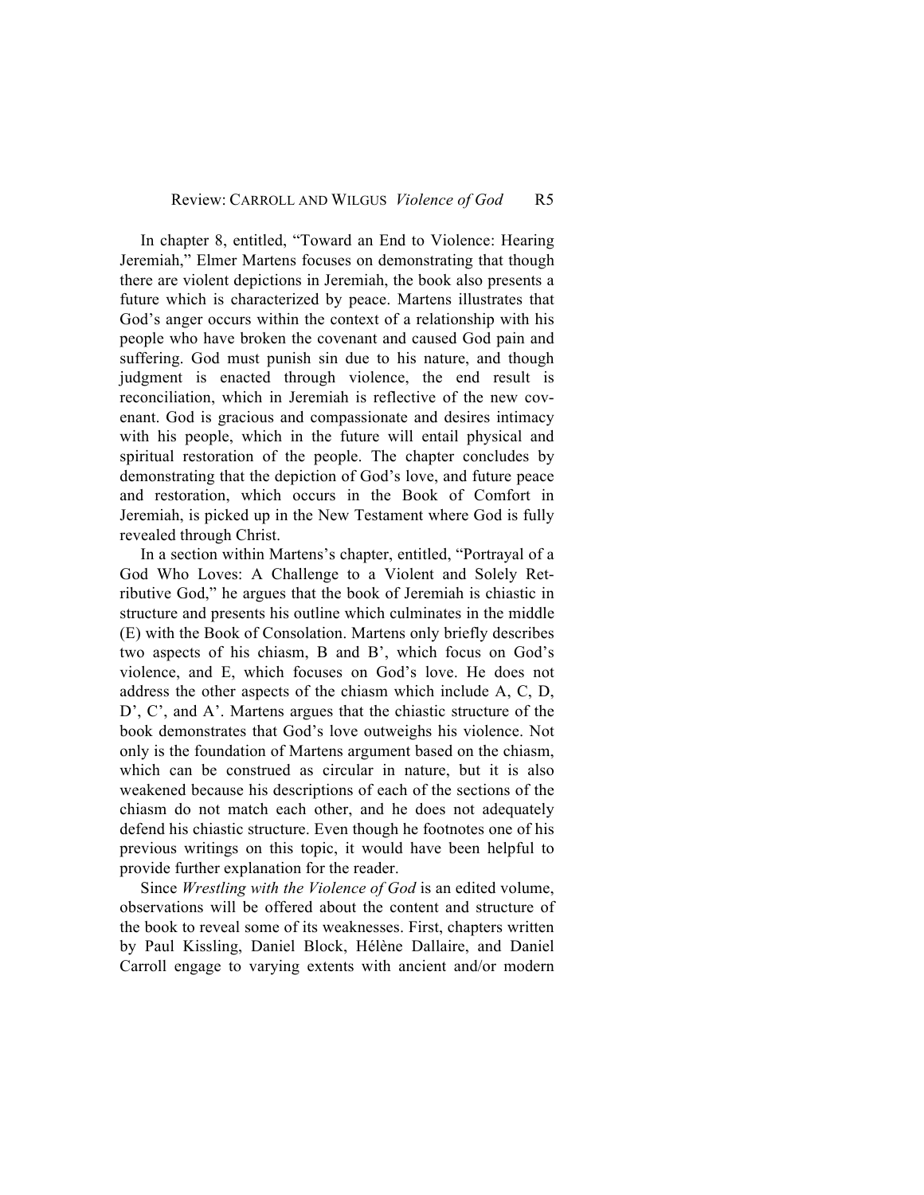In chapter 8, entitled, "Toward an End to Violence: Hearing Jeremiah," Elmer Martens focuses on demonstrating that though there are violent depictions in Jeremiah, the book also presents a future which is characterized by peace. Martens illustrates that God's anger occurs within the context of a relationship with his people who have broken the covenant and caused God pain and suffering. God must punish sin due to his nature, and though judgment is enacted through violence, the end result is reconciliation, which in Jeremiah is reflective of the new covenant. God is gracious and compassionate and desires intimacy with his people, which in the future will entail physical and spiritual restoration of the people. The chapter concludes by demonstrating that the depiction of God's love, and future peace and restoration, which occurs in the Book of Comfort in Jeremiah, is picked up in the New Testament where God is fully revealed through Christ.

In a section within Martens's chapter, entitled, "Portrayal of a God Who Loves: A Challenge to a Violent and Solely Retributive God," he argues that the book of Jeremiah is chiastic in structure and presents his outline which culminates in the middle (E) with the Book of Consolation. Martens only briefly describes two aspects of his chiasm, B and B', which focus on God's violence, and E, which focuses on God's love. He does not address the other aspects of the chiasm which include A, C, D, D', C', and A'. Martens argues that the chiastic structure of the book demonstrates that God's love outweighs his violence. Not only is the foundation of Martens argument based on the chiasm, which can be construed as circular in nature, but it is also weakened because his descriptions of each of the sections of the chiasm do not match each other, and he does not adequately defend his chiastic structure. Even though he footnotes one of his previous writings on this topic, it would have been helpful to provide further explanation for the reader.

Since *Wrestling with the Violence of God* is an edited volume, observations will be offered about the content and structure of the book to reveal some of its weaknesses. First, chapters written by Paul Kissling, Daniel Block, Hélène Dallaire, and Daniel Carroll engage to varying extents with ancient and/or modern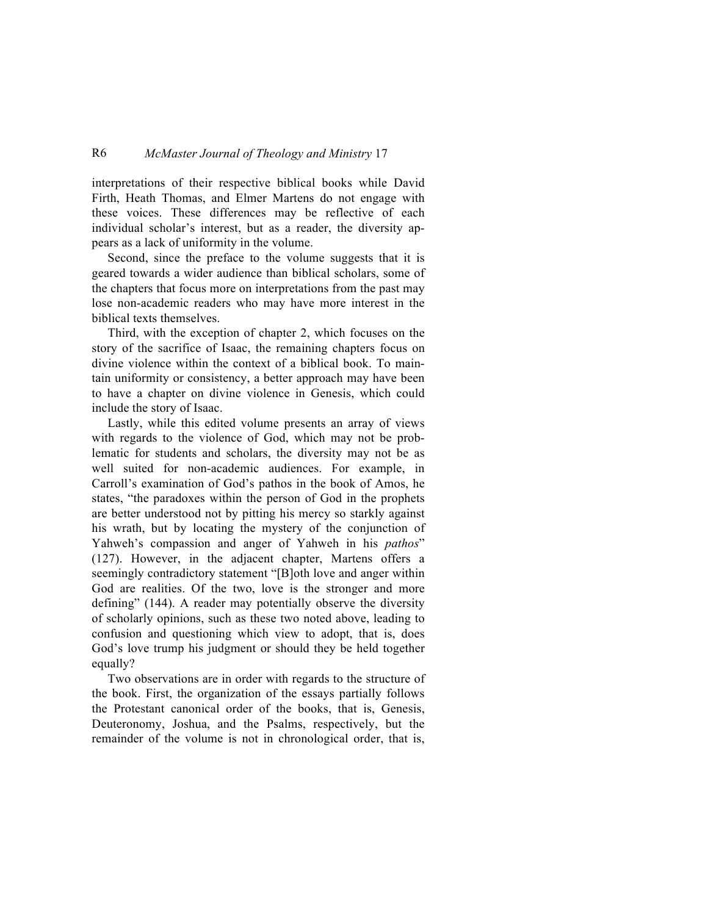interpretations of their respective biblical books while David Firth, Heath Thomas, and Elmer Martens do not engage with these voices. These differences may be reflective of each individual scholar's interest, but as a reader, the diversity appears as a lack of uniformity in the volume.

Second, since the preface to the volume suggests that it is geared towards a wider audience than biblical scholars, some of the chapters that focus more on interpretations from the past may lose non-academic readers who may have more interest in the biblical texts themselves.

Third, with the exception of chapter 2, which focuses on the story of the sacrifice of Isaac, the remaining chapters focus on divine violence within the context of a biblical book. To maintain uniformity or consistency, a better approach may have been to have a chapter on divine violence in Genesis, which could include the story of Isaac.

Lastly, while this edited volume presents an array of views with regards to the violence of God, which may not be problematic for students and scholars, the diversity may not be as well suited for non-academic audiences. For example, in Carroll's examination of God's pathos in the book of Amos, he states, "the paradoxes within the person of God in the prophets are better understood not by pitting his mercy so starkly against his wrath, but by locating the mystery of the conjunction of Yahweh's compassion and anger of Yahweh in his *pathos*" (127). However, in the adjacent chapter, Martens offers a seemingly contradictory statement "[B]oth love and anger within God are realities. Of the two, love is the stronger and more defining" (144). A reader may potentially observe the diversity of scholarly opinions, such as these two noted above, leading to confusion and questioning which view to adopt, that is, does God's love trump his judgment or should they be held together equally?

Two observations are in order with regards to the structure of the book. First, the organization of the essays partially follows the Protestant canonical order of the books, that is, Genesis, Deuteronomy, Joshua, and the Psalms, respectively, but the remainder of the volume is not in chronological order, that is,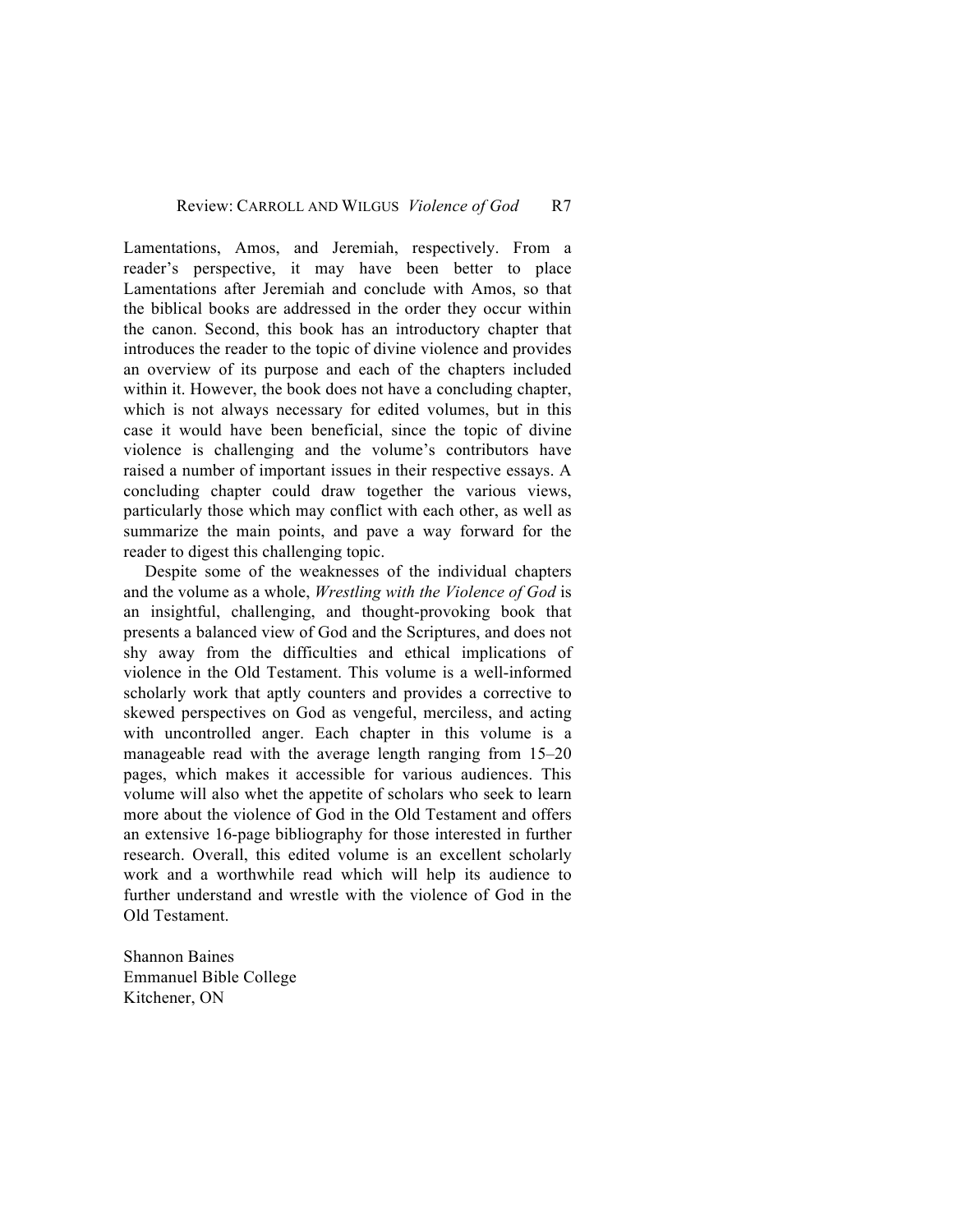Lamentations, Amos, and Jeremiah, respectively. From a reader's perspective, it may have been better to place Lamentations after Jeremiah and conclude with Amos, so that the biblical books are addressed in the order they occur within the canon. Second, this book has an introductory chapter that introduces the reader to the topic of divine violence and provides an overview of its purpose and each of the chapters included within it. However, the book does not have a concluding chapter, which is not always necessary for edited volumes, but in this case it would have been beneficial, since the topic of divine violence is challenging and the volume's contributors have raised a number of important issues in their respective essays. A concluding chapter could draw together the various views, particularly those which may conflict with each other, as well as summarize the main points, and pave a way forward for the reader to digest this challenging topic.

Despite some of the weaknesses of the individual chapters and the volume as a whole, *Wrestling with the Violence of God* is an insightful, challenging, and thought-provoking book that presents a balanced view of God and the Scriptures, and does not shy away from the difficulties and ethical implications of violence in the Old Testament. This volume is a well-informed scholarly work that aptly counters and provides a corrective to skewed perspectives on God as vengeful, merciless, and acting with uncontrolled anger. Each chapter in this volume is a manageable read with the average length ranging from 15–20 pages, which makes it accessible for various audiences. This volume will also whet the appetite of scholars who seek to learn more about the violence of God in the Old Testament and offers an extensive 16-page bibliography for those interested in further research. Overall, this edited volume is an excellent scholarly work and a worthwhile read which will help its audience to further understand and wrestle with the violence of God in the Old Testament.

Shannon Baines
Emmanuel Bible College
Kitchener, ON